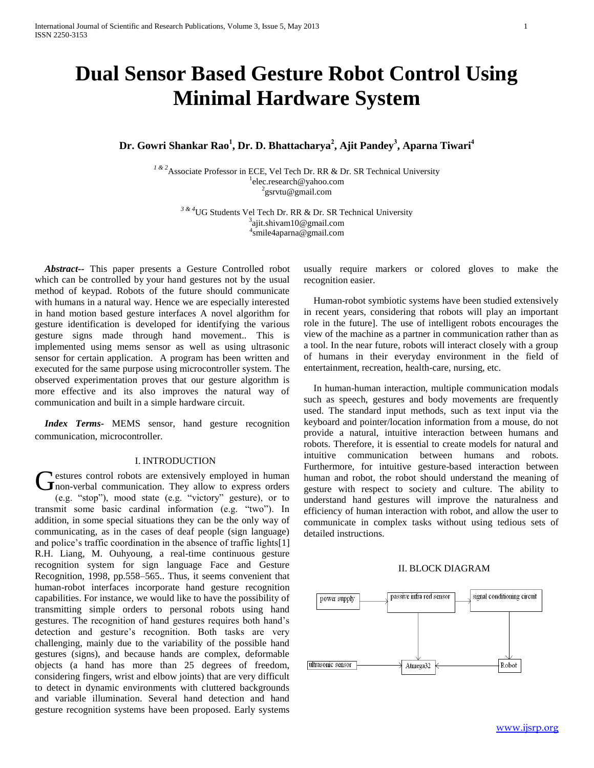# Dual Sensor Based Gesture Robot Control Using Minimal Hardware System

**Dr. Gowri Shankar Rao[1], Dr. D. Bhattacharya[2], Ajit Pandey[3], Aparna Tiwari[4]**

[1 & 2]Associate Professor in ECE, Vel Tech Dr. RR & Dr. SR Technical University
[1]elec.research@yahoo.com
[2]gsrvtu@gmail.com

[3 & 4]UG Students Vel Tech Dr. RR & Dr. SR Technical University
[3]ajit.shivam10@gmail.com
[4]smile4aparna@gmail.com

***Abstract*--** This paper presents a Gesture Controlled robot which can be controlled by your hand gestures not by the usual method of keypad. Robots of the future should communicate with humans in a natural way. Hence we are especially interested in hand motion based gesture interfaces A novel algorithm for gesture identification is developed for identifying the various gesture signs made through hand movement.. This is implemented using mems sensor as well as using ultrasonic sensor for certain application. A program has been written and executed for the same purpose using microcontroller system. The observed experimentation proves that our gesture algorithm is more effective and its also improves the natural way of communication and built in a simple hardware circuit.

***Index Terms*-** MEMS sensor, hand gesture recognition communication, microcontroller.

## I. INTRODUCTION

Gestures control robots are extensively employed in human non-verbal communication. They allow to express orders (e.g. "stop"), mood state (e.g. "victory" gesture), or to transmit some basic cardinal information (e.g. "two"). In addition, in some special situations they can be the only way of communicating, as in the cases of deaf people (sign language) and police's traffic coordination in the absence of traffic lights[1] R.H. Liang, M. Ouhyoung, a real-time continuous gesture recognition system for sign language Face and Gesture Recognition, 1998, pp.558–565.. Thus, it seems convenient that human-robot interfaces incorporate hand gesture recognition capabilities. For instance, we would like to have the possibility of transmitting simple orders to personal robots using hand gestures. The recognition of hand gestures requires both hand's detection and gesture's recognition. Both tasks are very challenging, mainly due to the variability of the possible hand gestures (signs), and because hands are complex, deformable objects (a hand has more than 25 degrees of freedom, considering fingers, wrist and elbow joints) that are very difficult to detect in dynamic environments with cluttered backgrounds and variable illumination. Several hand detection and hand gesture recognition systems have been proposed. Early systems usually require markers or colored gloves to make the recognition easier.

Human-robot symbiotic systems have been studied extensively in recent years, considering that robots will play an important role in the future]. The use of intelligent robots encourages the view of the machine as a partner in communication rather than as a tool. In the near future, robots will interact closely with a group of humans in their everyday environment in the field of entertainment, recreation, health-care, nursing, etc.

In human-human interaction, multiple communication modals such as speech, gestures and body movements are frequently used. The standard input methods, such as text input via the keyboard and pointer/location information from a mouse, do not provide a natural, intuitive interaction between humans and robots. Therefore, it is essential to create models for natural and intuitive communication between humans and robots. Furthermore, for intuitive gesture-based interaction between human and robot, the robot should understand the meaning of gesture with respect to society and culture. The ability to understand hand gestures will improve the naturalness and efficiency of human interaction with robot, and allow the user to communicate in complex tasks without using tedious sets of detailed instructions.

## II. BLOCK DIAGRAM

power supply

passive infra red sensor

signal conditioning circuit

ultrasonic sensor

Atmega32

Robot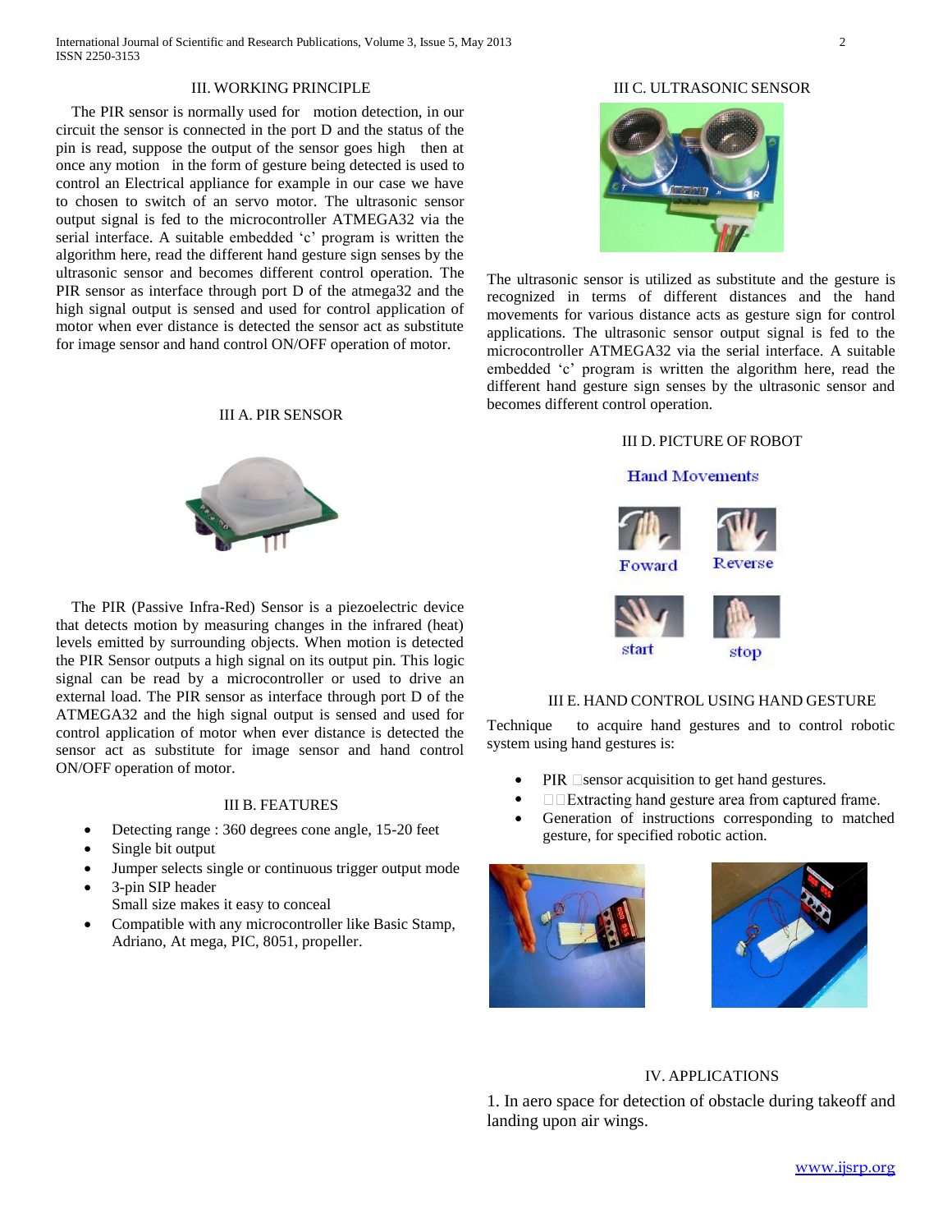## III. WORKING PRINCIPLE

The PIR sensor is normally used for motion detection, in our circuit the sensor is connected in the port D and the status of the pin is read, suppose the output of the sensor goes high then at once any motion in the form of gesture being detected is used to control an Electrical appliance for example in our case we have to chosen to switch of an servo motor. The ultrasonic sensor output signal is fed to the microcontroller ATMEGA32 via the serial interface. A suitable embedded 'c' program is written the algorithm here, read the different hand gesture sign senses by the ultrasonic sensor and becomes different control operation. The PIR sensor as interface through port D of the atmega32 and the high signal output is sensed and used for control application of motor when ever distance is detected the sensor act as substitute for image sensor and hand control ON/OFF operation of motor.

### III A. PIR SENSOR

The PIR (Passive Infra-Red) Sensor is a piezoelectric device that detects motion by measuring changes in the infrared (heat) levels emitted by surrounding objects. When motion is detected the PIR Sensor outputs a high signal on its output pin. This logic signal can be read by a microcontroller or used to drive an external load. The PIR sensor as interface through port D of the ATMEGA32 and the high signal output is sensed and used for control application of motor when ever distance is detected the sensor act as substitute for image sensor and hand control ON/OFF operation of motor.

### III B. FEATURES

- Detecting range : 360 degrees cone angle, 15-20 feet
- Single bit output
- Jumper selects single or continuous trigger output mode
- 3-pin SIP header
  Small size makes it easy to conceal
- Compatible with any microcontroller like Basic Stamp, Adriano, At mega, PIC, 8051, propeller.

### III C. ULTRASONIC SENSOR

The ultrasonic sensor is utilized as substitute and the gesture is recognized in terms of different distances and the hand movements for various distance acts as gesture sign for control applications. The ultrasonic sensor output signal is fed to the microcontroller ATMEGA32 via the serial interface. A suitable embedded 'c' program is written the algorithm here, read the different hand gesture sign senses by the ultrasonic sensor and becomes different control operation.

### III D. PICTURE OF ROBOT

Hand Movements

Foward Reverse

start stop

### III E. HAND CONTROL USING HAND GESTURE

Technique to acquire hand gestures and to control robotic system using hand gestures is:

- PIR sensor acquisition to get hand gestures.
- Extracting hand gesture area from captured frame.
- Generation of instructions corresponding to matched gesture, for specified robotic action.

## IV. APPLICATIONS

1. In aero space for detection of obstacle during takeoff and landing upon air wings.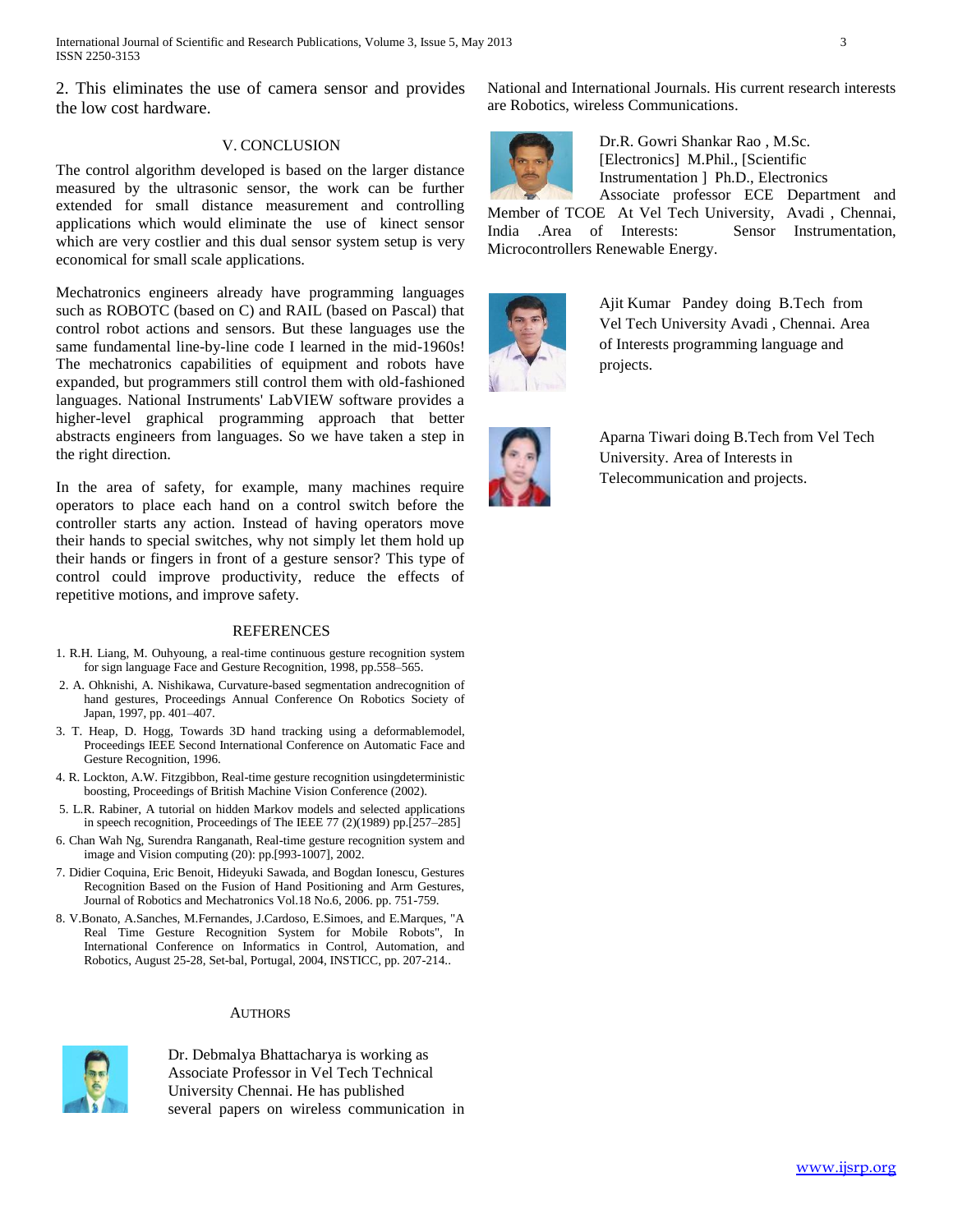2. This eliminates the use of camera sensor and provides the low cost hardware.

## V. CONCLUSION

The control algorithm developed is based on the larger distance measured by the ultrasonic sensor, the work can be further extended for small distance measurement and controlling applications which would eliminate the use of kinect sensor which are very costlier and this dual sensor system setup is very economical for small scale applications.

Mechatronics engineers already have programming languages such as ROBOTC (based on C) and RAIL (based on Pascal) that control robot actions and sensors. But these languages use the same fundamental line-by-line code I learned in the mid-1960s! The mechatronics capabilities of equipment and robots have expanded, but programmers still control them with old-fashioned languages. National Instruments' LabVIEW software provides a higher-level graphical programming approach that better abstracts engineers from languages. So we have taken a step in the right direction.

In the area of safety, for example, many machines require operators to place each hand on a control switch before the controller starts any action. Instead of having operators move their hands to special switches, why not simply let them hold up their hands or fingers in front of a gesture sensor? This type of control could improve productivity, reduce the effects of repetitive motions, and improve safety.

## REFERENCES

1. R.H. Liang, M. Ouhyoung, a real-time continuous gesture recognition system for sign language Face and Gesture Recognition, 1998, pp.558–565.
2. A. Ohknishi, A. Nishikawa, Curvature-based segmentation andrecognition of hand gestures, Proceedings Annual Conference On Robotics Society of Japan, 1997, pp. 401–407.
3. T. Heap, D. Hogg, Towards 3D hand tracking using a deformablemodel, Proceedings IEEE Second International Conference on Automatic Face and Gesture Recognition, 1996.
4. R. Lockton, A.W. Fitzgibbon, Real-time gesture recognition usingdeterministic boosting, Proceedings of British Machine Vision Conference (2002).
5. L.R. Rabiner, A tutorial on hidden Markov models and selected applications in speech recognition, Proceedings of The IEEE 77 (2)(1989) pp.[257–285]
6. Chan Wah Ng, Surendra Ranganath, Real-time gesture recognition system and image and Vision computing (20): pp.[993-1007], 2002.
7. Didier Coquina, Eric Benoit, Hideyuki Sawada, and Bogdan Ionescu, Gestures Recognition Based on the Fusion of Hand Positioning and Arm Gestures, Journal of Robotics and Mechatronics Vol.18 No.6, 2006. pp. 751-759.
8. V.Bonato, A.Sanches, M.Fernandes, J.Cardoso, E.Simoes, and E.Marques, "A Real Time Gesture Recognition System for Mobile Robots", In International Conference on Informatics in Control, Automation, and Robotics, August 25-28, Set-bal, Portugal, 2004, INSTICC, pp. 207-214..

## AUTHORS

Dr. Debmalya Bhattacharya is working as Associate Professor in Vel Tech Technical University Chennai. He has published several papers on wireless communication in National and International Journals. His current research interests are Robotics, wireless Communications.

Dr.R. Gowri Shankar Rao , M.Sc. [Electronics] M.Phil., [Scientific Instrumentation ] Ph.D., Electronics Associate professor ECE Department and Member of TCOE At Vel Tech University, Avadi , Chennai, India .Area of Interests: Sensor Instrumentation, Microcontrollers Renewable Energy.

Ajit Kumar Pandey doing B.Tech from Vel Tech University Avadi , Chennai. Area of Interests programming language and projects.

Aparna Tiwari doing B.Tech from Vel Tech University. Area of Interests in Telecommunication and projects.